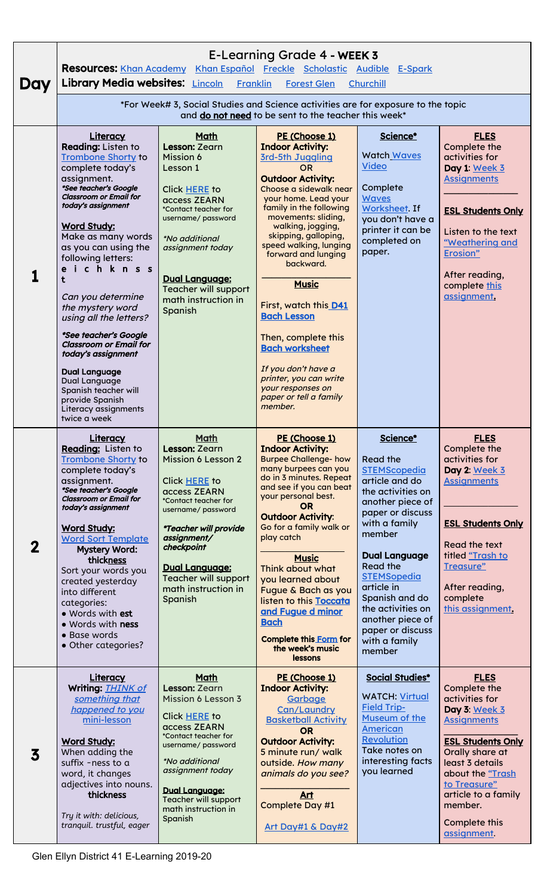# E-Learning Grade 4 - WEEK 3

**Resources:** Khan Academy Khan Español Freckle Scholastic Audible E-Spark

**Library Media websites:** Lincoln Franklin Forest Glen Churchill

*For Week# 3, Social Studies and Science activities are for exposure to the topic and **do not need** to be sent to the teacher this week*

| Day | Literacy | Math | PE (Choose 1) | Science* / Social Studies* | FLES |
|---|---|---|---|---|---|
| **1** | **Literacy**<br>**Reading:** Listen to Trombone Shorty to complete today's assignment.<br>***See teacher's Google Classroom or Email for today's assignment***<br><br>**Word Study:**<br>Make as many words as you can using the following letters:<br>**e i c h k n s s t**<br>*Can you determine the mystery word using all the letters?*<br>***See teacher's Google Classroom or Email for today's assignment***<br><br>**Dual Language**<br>Dual Language Spanish teacher will provide Spanish Literacy assignments twice a week | **Math**<br>**Lesson:** Zearn Mission 6 Lesson 1<br><br>Click HERE to access ZEARN<br>*Contact teacher for username/ password<br><br>*No additional assignment today*<br><br>**Dual Language:**<br>Teacher will support math instruction in Spanish | **PE (Choose 1)**<br>**Indoor Activity:**<br>3rd-5th Juggling<br>**OR**<br>**Outdoor Activity:**<br>Choose a sidewalk near your home. Lead your family in the following movements: sliding, walking, jogging, skipping, galloping, speed walking, lunging forward and lunging backward.<br><br>**Music**<br>First, watch this D41 Bach Lesson<br><br>Then, complete this Bach worksheet<br><br>*If you don't have a printer, you can write your responses on paper or tell a family member.* | **Science***<br>Watch Waves Video<br><br>Complete Waves Worksheet. If you don't have a printer it can be completed on paper. | **FLES**<br>Complete the activities for **Day 1**: Week 3 Assignments<br><br>**ESL Students Only**<br>Listen to the text "Weathering and Erosion"<br><br>After reading, complete this assignment. |
| **2** | **Literacy**<br>**Reading:** Listen to Trombone Shorty to complete today's assignment.<br>***See teacher's Google Classroom or Email for today's assignment***<br><br>**Word Study:**<br>Word Sort Template<br>**Mystery Word: thickness**<br>Sort your words you created yesterday into different categories:<br>• Words with **est**<br>• Words with **ness**<br>• Base words<br>• Other categories? | **Math**<br>**Lesson:** Zearn Mission 6 Lesson 2<br><br>Click HERE to access ZEARN<br>*Contact teacher for username/ password<br><br>***Teacher will provide assignment/ checkpoint***<br><br>**Dual Language:**<br>Teacher will support math instruction in Spanish | **PE (Choose 1)**<br>**Indoor Activity:**<br>Burpee Challenge- how many burpees can you do in 3 minutes. Repeat and see if you can beat your personal best.<br>**OR**<br>**Outdoor Activity:**<br>Go for a family walk or play catch<br><br>**Music**<br>Think about what you learned about Fugue & Bach as you listen to this Toccata and Fugue d minor Bach<br><br>**Complete this Form for the week's music lessons** | **Science***<br>Read the STEMScopedia article and do the activities on another piece of paper or discuss with a family member<br><br>**Dual Language**<br>Read the STEMSopedia article in Spanish and do the activities on another piece of paper or discuss with a family member | **FLES**<br>Complete the activities for **Day 2**: Week 3 Assignments<br><br>**ESL Students Only**<br>Read the text titled "Trash to Treasure"<br><br>After reading, complete this assignment. |
| **3** | **Literacy**<br>**Writing:** *THINK of something that happened to you mini-lesson*<br><br>**Word Study:**<br>When adding the suffix -ness to a word, it changes adjectives into nouns.<br>**thickness**<br><br>*Try it with: delicious, tranquil. trustful, eager* | **Math**<br>**Lesson:** Zearn Mission 6 Lesson 3<br><br>Click HERE to access ZEARN<br>*Contact teacher for username/ password<br><br>*No additional assignment today*<br><br>**Dual Language:**<br>Teacher will support math instruction in Spanish | **PE (Choose 1)**<br>**Indoor Activity:**<br>Garbage Can/Laundry Basketball Activity<br>**OR**<br>**Outdoor Activity:**<br>5 minute run/ walk outside. *How many animals do you see?*<br><br>**Art**<br>Complete Day #1<br><br>Art Day#1 & Day#2 | **Social Studies***<br>WATCH: Virtual Field Trip- Museum of the American Revolution<br>Take notes on interesting facts you learned | **FLES**<br>Complete the activities for **Day 3**: Week 3 Assignments<br><br>**ESL Students Only**<br>Orally share at least 3 details about the "Trash to Treasure" article to a family member.<br><br>Complete this assignment. |

Glen Ellyn District 41 E-Learning 2019-20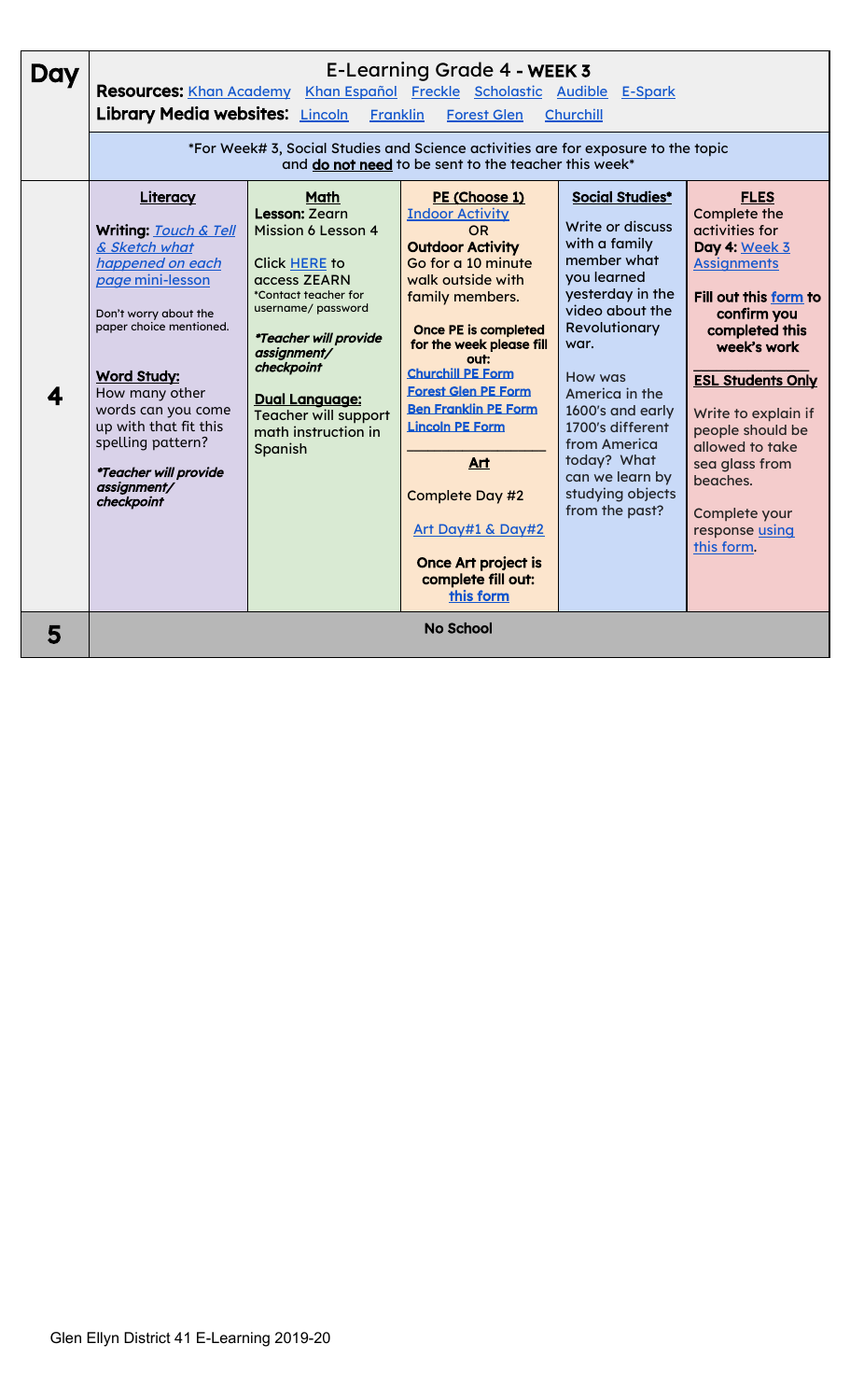| Day | E-Learning Grade 4 - **WEEK 3**<br>**Resources:** Khan Academy Khan Español Freckle Scholastic Audible E-Spark<br>**Library Media websites:** Lincoln Franklin Forest Glen Churchill | | | | |
|---|---|---|---|---|---|
| | *For Week# 3, Social Studies and Science activities are for exposure to the topic and **do not need** to be sent to the teacher this week* | | | | |
| **4** | **Literacy**<br><br>**Writing:** *Touch & Tell & Sketch what happened on each page* mini-lesson<br><br>Don't worry about the paper choice mentioned.<br><br>**Word Study:**<br>How many other words can you come up with that fit this spelling pattern?<br><br>***Teacher will provide assignment/ checkpoint*** | **Math**<br>**Lesson:** Zearn Mission 6 Lesson 4<br><br>Click HERE to access ZEARN<br>*Contact teacher for username/ password<br><br>***Teacher will provide assignment/ checkpoint***<br><br>**Dual Language:**<br>Teacher will support math instruction in Spanish | **PE (Choose 1)**<br>Indoor Activity<br>OR<br>**Outdoor Activity**<br>Go for a 10 minute walk outside with family members.<br><br>**Once PE is completed for the week please fill out:**<br>**Churchill PE Form**<br>**Forest Glen PE Form**<br>**Ben Franklin PE Form**<br>**Lincoln PE Form**<br><br>**Art**<br><br>Complete Day #2<br><br>Art Day#1 & Day#2<br><br>**Once Art project is complete fill out: this form** | **Social Studies***<br><br>Write or discuss with a family member what you learned yesterday in the video about the Revolutionary war.<br><br>How was America in the 1600's and early 1700's different from America today? What can we learn by studying objects from the past? | **FLES**<br>Complete the activities for **Day 4:** Week 3 Assignments<br><br>**Fill out this form to confirm you completed this week's work**<br><br>**ESL Students Only**<br><br>Write to explain if people should be allowed to take sea glass from beaches.<br><br>Complete your response using this form. |
| **5** | **No School** | | | | |

Glen Ellyn District 41 E-Learning 2019-20